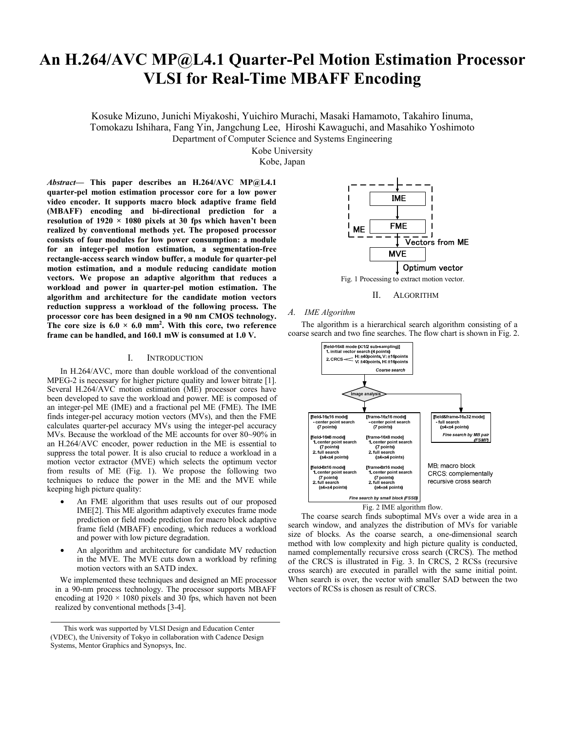# An H.264/AVC MP@L4.1 Quarter-Pel Motion Estimation Processor VLSI for Real-Time MBAFF Encoding

Kosuke Mizuno, Junichi Miyakoshi, Yuichiro Murachi, Masaki Hamamoto, Takahiro Iinuma, Tomokazu Ishihara, Fang Yin, Jangchung Lee, Hiroshi Kawaguchi, and Masahiko Yoshimoto

Department of Computer Science and Systems Engineering

Kobe University

Kobe, Japan

***Abstract*— This paper describes an H.264/AVC MP@L4.1 quarter-pel motion estimation processor core for a low power video encoder. It supports macro block adaptive frame field (MBAFF) encoding and bi-directional prediction for a resolution of 1920 × 1080 pixels at 30 fps which haven't been realized by conventional methods yet. The proposed processor consists of four modules for low power consumption: a module for an integer-pel motion estimation, a segmentation-free rectangle-access search window buffer, a module for quarter-pel motion estimation, and a module reducing candidate motion vectors. We propose an adaptive algorithm that reduces a workload and power in quarter-pel motion estimation. The algorithm and architecture for the candidate motion vectors reduction suppress a workload of the following process. The processor core has been designed in a 90 nm CMOS technology. The core size is 6.0 × 6.0 mm$^2$. With this core, two reference frame can be handled, and 160.1 mW is consumed at 1.0 V.**

## I. Introduction

In H.264/AVC, more than double workload of the conventional MPEG-2 is necessary for higher picture quality and lower bitrate [1]. Several H.264/AVC motion estimation (ME) processor cores have been developed to save the workload and power. ME is composed of an integer-pel ME (IME) and a fractional pel ME (FME). The IME finds integer-pel accuracy motion vectors (MVs), and then the FME calculates quarter-pel accuracy MVs using the integer-pel accuracy MVs. Because the workload of the ME accounts for over 80~90% in an H.264/AVC encoder, power reduction in the ME is essential to suppress the total power. It is also crucial to reduce a workload in a motion vector extractor (MVE) which selects the optimum vector from results of ME (Fig. 1). We propose the following two techniques to reduce the power in the ME and the MVE while keeping high picture quality:

- An FME algorithm that uses results out of our proposed IME[2]. This ME algorithm adaptively executes frame mode prediction or field mode prediction for macro block adaptive frame field (MBAFF) encoding, which reduces a workload and power with low picture degradation.
- An algorithm and architecture for candidate MV reduction in the MVE. The MVE cuts down a workload by refining motion vectors with an SATD index.

We implemented these techniques and designed an ME processor in a 90-nm process technology. The processor supports MBAFF encoding at 1920 × 1080 pixels and 30 fps, which haven not been realized by conventional methods [3-4].

This work was supported by VLSI Design and Education Center (VDEC), the University of Tokyo in collaboration with Cadence Design Systems, Mentor Graphics and Synopsys, Inc.

Fig. 1 Processing to extract motion vector.

## II. Algorithm

### A. IME Algorithm

The algorithm is a hierarchical search algorithm consisting of a coarse search and two fine searches. The flow chart is shown in Fig. 2.

Fig. 2 IME algorithm flow.

The coarse search finds suboptimal MVs over a wide area in a search window, and analyzes the distribution of MVs for variable size of blocks. As the coarse search, a one-dimensional search method with low complexity and high picture quality is conducted, named complementally recursive cross search (CRCS). The method of the CRCS is illustrated in Fig. 3. In CRCS, 2 RCSs (recursive cross search) are executed in parallel with the same initial point. When search is over, the vector with smaller SAD between the two vectors of RCSs is chosen as result of CRCS.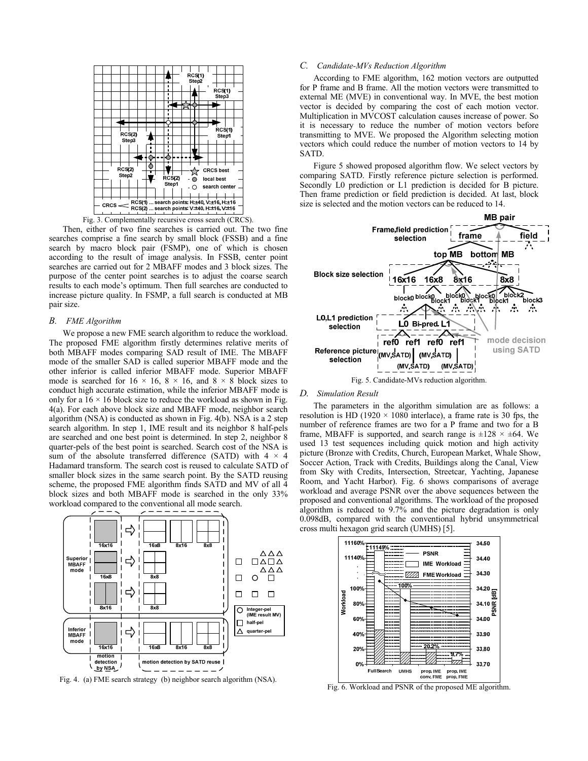Fig. 3. Complementally recursive cross search (CRCS).

Then, either of two fine searches is carried out. The two fine searches comprise a fine search by small block (FSSB) and a fine search by macro block pair (FSMP), one of which is chosen according to the result of image analysis. In FSSB, center point searches are carried out for 2 MBAFF modes and 3 block sizes. The purpose of the center point searches is to adjust the coarse search results to each mode's optimum. Then full searches are conducted to increase picture quality. In FSMP, a full search is conducted at MB pair size.

### *B. FME Algorithm*

We propose a new FME search algorithm to reduce the workload. The proposed FME algorithm firstly determines relative merits of both MBAFF modes comparing SAD result of IME. The MBAFF mode of the smaller SAD is called superior MBAFF mode and the other inferior is called inferior MBAFF mode. Superior MBAFF mode is searched for $16 \times 16$, $8 \times 16$, and $8 \times 8$ block sizes to conduct high accurate estimation, while the inferior MBAFF mode is only for a $16 \times 16$ block size to reduce the workload as shown in Fig. 4(a). For each above block size and MBAFF mode, neighbor search algorithm (NSA) is conducted as shown in Fig. 4(b). NSA is a 2 step search algorithm. In step 1, IME result and its neighbor 8 half-pels are searched and one best point is determined. In step 2, neighbor 8 quarter-pels of the best point is searched. Search cost of the NSA is sum of the absolute transferred difference (SATD) with $4 \times 4$ Hadamard transform. The search cost is reused to calculate SATD of smaller block sizes in the same search point. By the SATD reusing scheme, the proposed FME algorithm finds SATD and MV of all 4 block sizes and both MBAFF mode is searched in the only 33% workload compared to the conventional all mode search.

Fig. 4. (a) FME search strategy (b) neighbor search algorithm (NSA).

### *C. Candidate-MVs Reduction Algorithm*

According to FME algorithm, 162 motion vectors are outputted for P frame and B frame. All the motion vectors were transmitted to external ME (MVE) in conventional way. In MVE, the best motion vector is decided by comparing the cost of each motion vector. Multiplication in MVCOST calculation causes increase of power. So it is necessary to reduce the number of motion vectors before transmitting to MVE. We proposed the Algorithm selecting motion vectors which could reduce the number of motion vectors to 14 by SATD.

Figure 5 showed proposed algorithm flow. We select vectors by comparing SATD. Firstly reference picture selection is performed. Secondly L0 prediction or L1 prediction is decided for B picture. Then frame prediction or field prediction is decided. At last, block size is selected and the motion vectors can be reduced to 14.

Fig. 5. Candidate-MVs reduction algorithm.

### *D. Simulation Result*

The parameters in the algorithm simulation are as follows: a resolution is HD ($1920 \times 1080$ interlace), a frame rate is 30 fps, the number of reference frames are two for a P frame and two for a B frame, MBAFF is supported, and search range is $\pm 128 \times \pm 64$. We used 13 test sequences including quick motion and high activity picture (Bronze with Credits, Church, European Market, Whale Show, Soccer Action, Track with Credits, Buildings along the Canal, View from Sky with Credits, Intersection, Streetcar, Yachting, Japanese Room, and Yacht Harbor). Fig. 6 shows comparisons of average workload and average PSNR over the above sequences between the proposed and conventional algorithms. The workload of the proposed algorithm is reduced to 9.7% and the picture degradation is only 0.098dB, compared with the conventional hybrid unsymmetrical cross multi hexagon grid search (UMHS) [5].

Fig. 6. Workload and PSNR of the proposed ME algorithm.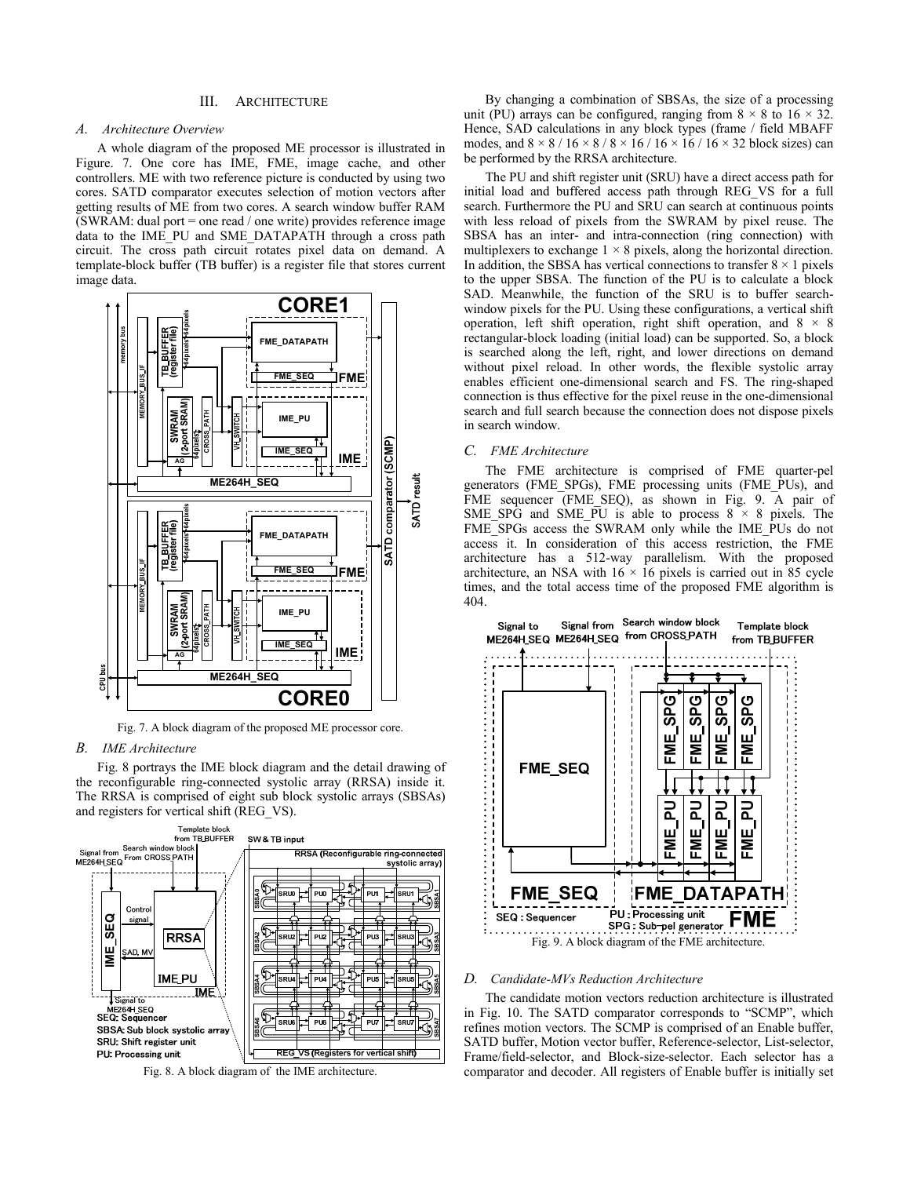## III. Architecture

### *A. Architecture Overview*

A whole diagram of the proposed ME processor is illustrated in Figure. 7. One core has IME, FME, image cache, and other controllers. ME with two reference picture is conducted by using two cores. SATD comparator executes selection of motion vectors after getting results of ME from two cores. A search window buffer RAM (SWRAM: dual port = one read / one write) provides reference image data to the IME_PU and SME_DATAPATH through a cross path circuit. The cross path circuit rotates pixel data on demand. A template-block buffer (TB buffer) is a register file that stores current image data.

Fig. 7. A block diagram of the proposed ME processor core.

### *B. IME Architecture*

Fig. 8 portrays the IME block diagram and the detail drawing of the reconfigurable ring-connected systolic array (RRSA) inside it. The RRSA is comprised of eight sub block systolic arrays (SBSAs) and registers for vertical shift (REG_VS).

Fig. 8. A block diagram of the IME architecture.

By changing a combination of SBSAs, the size of a processing unit (PU) arrays can be configured, ranging from $8 \times 8$ to $16 \times 32$. Hence, SAD calculations in any block types (frame / field MBAFF modes, and $8 \times 8$ / $16 \times 8$ / $8 \times 16$ / $16 \times 16$ / $16 \times 32$ block sizes) can be performed by the RRSA architecture.

The PU and shift register unit (SRU) have a direct access path for initial load and buffered access path through REG_VS for a full search. Furthermore the PU and SRU can search at continuous points with less reload of pixels from the SWRAM by pixel reuse. The SBSA has an inter- and intra-connection (ring connection) with multiplexers to exchange $1 \times 8$ pixels, along the horizontal direction. In addition, the SBSA has vertical connections to transfer $8 \times 1$ pixels to the upper SBSA. The function of the PU is to calculate a block SAD. Meanwhile, the function of the SRU is to buffer search-window pixels for the PU. Using these configurations, a vertical shift operation, left shift operation, right shift operation, and $8 \times 8$ rectangular-block loading (initial load) can be supported. So, a block is searched along the left, right, and lower directions on demand without pixel reload. In other words, the flexible systolic array enables efficient one-dimensional search and FS. The ring-shaped connection is thus effective for the pixel reuse in the one-dimensional search and full search because the connection does not dispose pixels in search window.

### *C. FME Architecture*

The FME architecture is comprised of FME quarter-pel generators (FME_SPGs), FME processing units (FME_PUs), and FME sequencer (FME_SEQ), as shown in Fig. 9. A pair of SME_SPG and SME_PU is able to process $8 \times 8$ pixels. The FME_SPGs access the SWRAM only while the IME_PUs do not access it. In consideration of this access restriction, the FME architecture has a 512-way parallelism. With the proposed architecture, an NSA with $16 \times 16$ pixels is carried out in 85 cycle times, and the total access time of the proposed FME algorithm is 404.

Fig. 9. A block diagram of the FME architecture.

### *D. Candidate-MVs Reduction Architecture*

The candidate motion vectors reduction architecture is illustrated in Fig. 10. The SATD comparator corresponds to "SCMP", which refines motion vectors. The SCMP is comprised of an Enable buffer, SATD buffer, Motion vector buffer, Reference-selector, List-selector, Frame/field-selector, and Block-size-selector. Each selector has a comparator and decoder. All registers of Enable buffer is initially set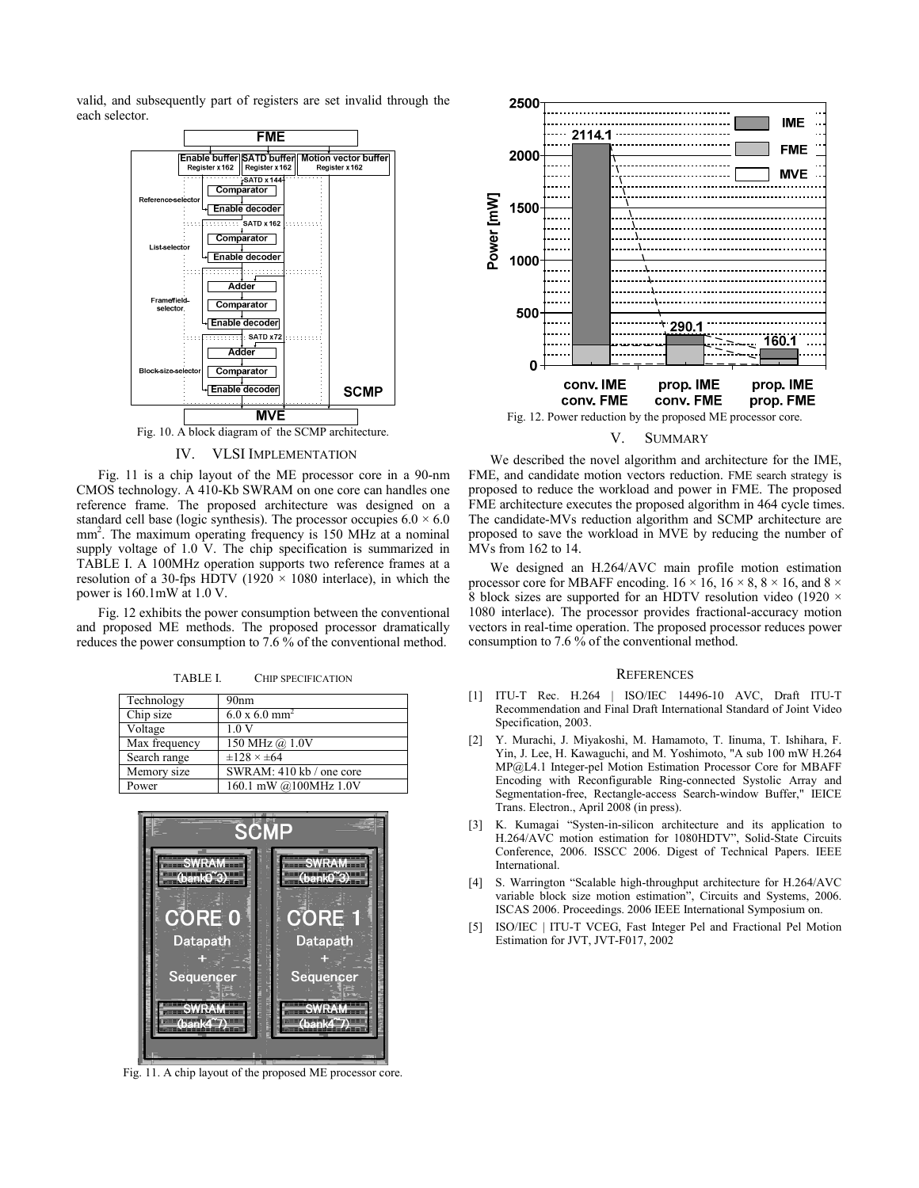valid, and subsequently part of registers are set invalid through the each selector.

FME

Enable buffer Register x162 | SATD buffer Register x162 | Motion vector buffer Register x162

SATD x144

Reference-selector

Comparator

Enable decoder

SATD x162

List-selector

Comparator

Enable decoder

Frame/field-selector

Adder

Comparator

Enable decoder

SATD x72

Block-size-selector

Adder

Comparator

Enable decoder

SCMP

MVE

Fig. 10. A block diagram of the SCMP architecture.

## IV. VLSI IMPLEMENTATION

Fig. 11 is a chip layout of the ME processor core in a 90-nm CMOS technology. A 410-Kb SWRAM on one core can handles one reference frame. The proposed architecture was designed on a standard cell base (logic synthesis). The processor occupies $6.0 \times 6.0$ mm$^2$. The maximum operating frequency is 150 MHz at a nominal supply voltage of 1.0 V. The chip specification is summarized in TABLE I. A 100MHz operation supports two reference frames at a resolution of a 30-fps HDTV ($1920 \times 1080$ interlace), in which the power is 160.1mW at 1.0 V.

Fig. 12 exhibits the power consumption between the conventional and proposed ME methods. The proposed processor dramatically reduces the power consumption to 7.6 % of the conventional method.

TABLE I. CHIP SPECIFICATION

| | |
|---|---|
| Technology | 90nm |
| Chip size | 6.0 x 6.0 mm$^2$ |
| Voltage | 1.0 V |
| Max frequency | 150 MHz @ 1.0V |
| Search range | $\pm128 \times \pm64$ |
| Memory size | SWRAM: 410 kb / one core |
| Power | 160.1 mW @100MHz 1.0V |

SCMP

SWRAM (bank0~3)

SWRAM (bank0~3)

CORE 0 Datapath + Sequencer

CORE 1 Datapath + Sequencer

SWRAM (bank4~7)

SWRAM (bank4~7)

Fig. 11. A chip layout of the proposed ME processor core.

2500

2000

1500

1000

500

0

Power [mW]

2114.1

290.1

160.1

IME

FME

MVE

conv. IME conv. FME

prop. IME conv. FME

prop. IME prop. FME

Fig. 12. Power reduction by the proposed ME processor core.

## V. SUMMARY

We described the novel algorithm and architecture for the IME, FME, and candidate motion vectors reduction. FME search strategy is proposed to reduce the workload and power in FME. The proposed FME architecture executes the proposed algorithm in 464 cycle times. The candidate-MVs reduction algorithm and SCMP architecture are proposed to save the workload in MVE by reducing the number of MVs from 162 to 14.

We designed an H.264/AVC main profile motion estimation processor core for MBAFF encoding. $16 \times 16$, $16 \times 8$, $8 \times 16$, and $8 \times 8$ block sizes are supported for an HDTV resolution video ($1920 \times 1080$ interlace). The processor provides fractional-accuracy motion vectors in real-time operation. The proposed processor reduces power consumption to 7.6 % of the conventional method.

## REFERENCES

[1] ITU-T Rec. H.264 | ISO/IEC 14496-10 AVC, Draft ITU-T Recommendation and Final Draft International Standard of Joint Video Specification, 2003.

[2] Y. Murachi, J. Miyakoshi, M. Hamamoto, T. Iinuma, T. Ishihara, F. Yin, J. Lee, H. Kawaguchi, and M. Yoshimoto, "A sub 100 mW H.264 MP@L4.1 Integer-pel Motion Estimation Processor Core for MBAFF Encoding with Reconfigurable Ring-connected Systolic Array and Segmentation-free, Rectangle-access Search-window Buffer," IEICE Trans. Electron., April 2008 (in press).

[3] K. Kumagai "Systen-in-silicon architecture and its application to H.264/AVC motion estimation for 1080HDTV", Solid-State Circuits Conference, 2006. ISSCC 2006. Digest of Technical Papers. IEEE International.

[4] S. Warrington "Scalable high-throughput architecture for H.264/AVC variable block size motion estimation", Circuits and Systems, 2006. ISCAS 2006. Proceedings. 2006 IEEE International Symposium on.

[5] ISO/IEC | ITU-T VCEG, Fast Integer Pel and Fractional Pel Motion Estimation for JVT, JVT-F017, 2002